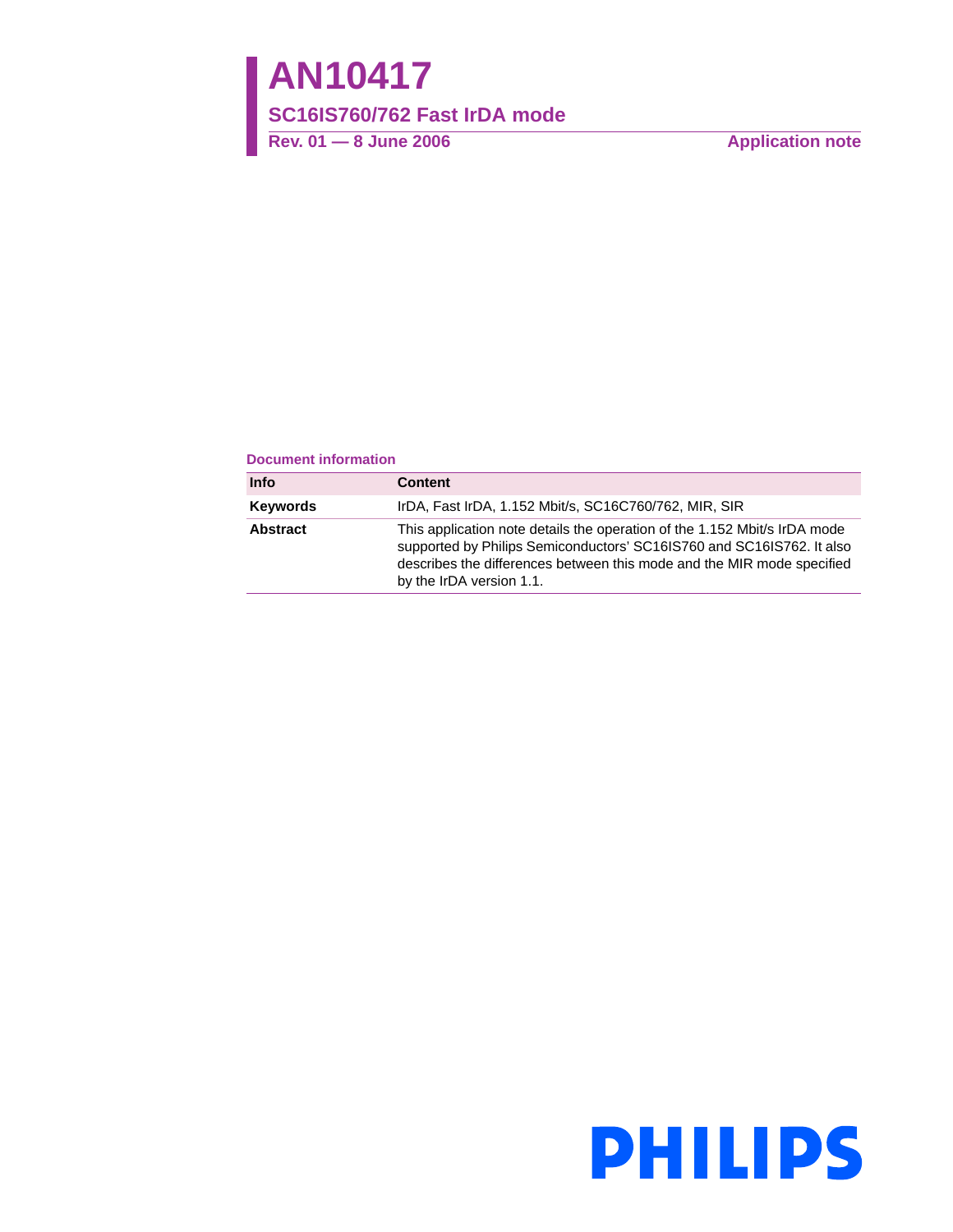# AN10417

## SC16IS760/762 Fast IrDA mode

**Rev. 01 — 8 June 2006** **Application note**

**Document information**

| Info | Content |
| --- | --- |
| **Keywords** | IrDA, Fast IrDA, 1.152 Mbit/s, SC16C760/762, MIR, SIR |
| **Abstract** | This application note details the operation of the 1.152 Mbit/s IrDA mode supported by Philips Semiconductors' SC16IS760 and SC16IS762. It also describes the differences between this mode and the MIR mode specified by the IrDA version 1.1. |

PHILIPS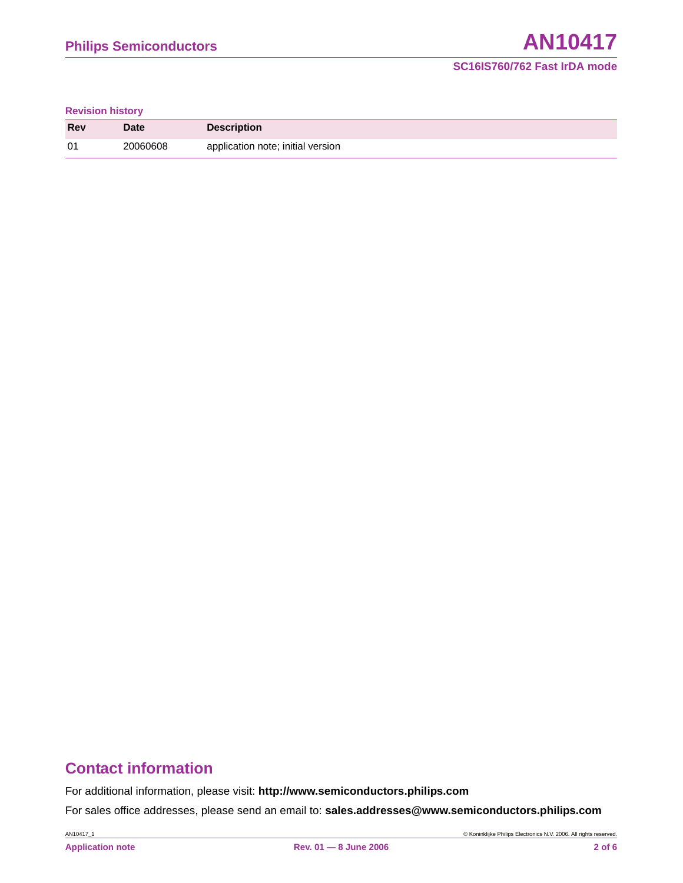**Revision history**

| Rev | Date | Description |
| --- | --- | --- |
| 01 | 20060608 | application note; initial version |

## Contact information

For additional information, please visit: **http://www.semiconductors.philips.com**

For sales office addresses, please send an email to: **sales.addresses@www.semiconductors.philips.com**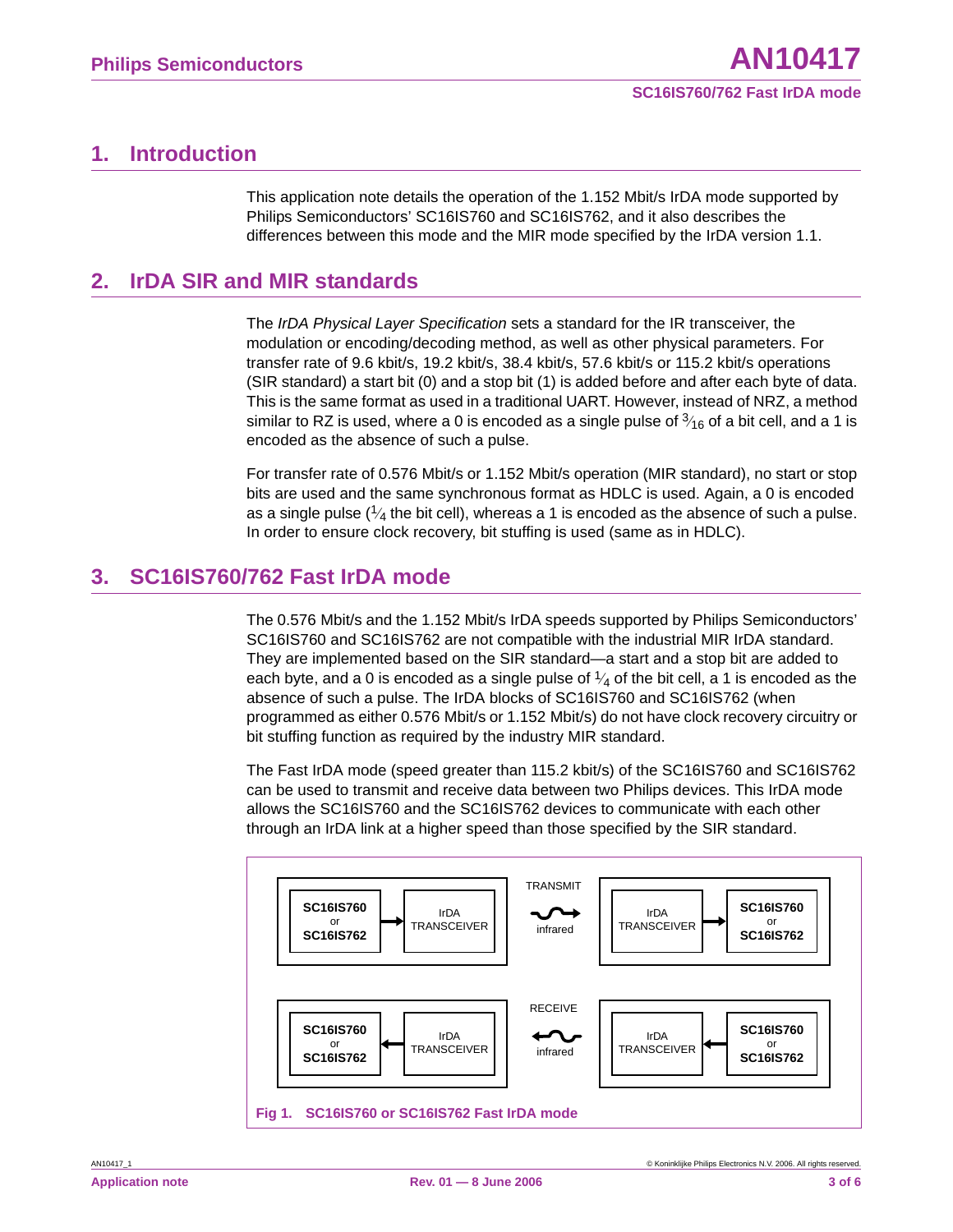## 1. Introduction

This application note details the operation of the 1.152 Mbit/s IrDA mode supported by Philips Semiconductors' SC16IS760 and SC16IS762, and it also describes the differences between this mode and the MIR mode specified by the IrDA version 1.1.

## 2. IrDA SIR and MIR standards

The *IrDA Physical Layer Specification* sets a standard for the IR transceiver, the modulation or encoding/decoding method, as well as other physical parameters. For transfer rate of 9.6 kbit/s, 19.2 kbit/s, 38.4 kbit/s, 57.6 kbit/s or 115.2 kbit/s operations (SIR standard) a start bit (0) and a stop bit (1) is added before and after each byte of data. This is the same format as used in a traditional UART. However, instead of NRZ, a method similar to RZ is used, where a 0 is encoded as a single pulse of $^3/_{16}$ of a bit cell, and a 1 is encoded as the absence of such a pulse.

For transfer rate of 0.576 Mbit/s or 1.152 Mbit/s operation (MIR standard), no start or stop bits are used and the same synchronous format as HDLC is used. Again, a 0 is encoded as a single pulse ($^1/_4$ the bit cell), whereas a 1 is encoded as the absence of such a pulse. In order to ensure clock recovery, bit stuffing is used (same as in HDLC).

## 3. SC16IS760/762 Fast IrDA mode

The 0.576 Mbit/s and the 1.152 Mbit/s IrDA speeds supported by Philips Semiconductors' SC16IS760 and SC16IS762 are not compatible with the industrial MIR IrDA standard. They are implemented based on the SIR standard—a start and a stop bit are added to each byte, and a 0 is encoded as a single pulse of $^1/_4$ of the bit cell, a 1 is encoded as the absence of such a pulse. The IrDA blocks of SC16IS760 and SC16IS762 (when programmed as either 0.576 Mbit/s or 1.152 Mbit/s) do not have clock recovery circuitry or bit stuffing function as required by the industry MIR standard.

The Fast IrDA mode (speed greater than 115.2 kbit/s) of the SC16IS760 and SC16IS762 can be used to transmit and receive data between two Philips devices. This IrDA mode allows the SC16IS760 and the SC16IS762 devices to communicate with each other through an IrDA link at a higher speed than those specified by the SIR standard.

**Fig 1. SC16IS760 or SC16IS762 Fast IrDA mode**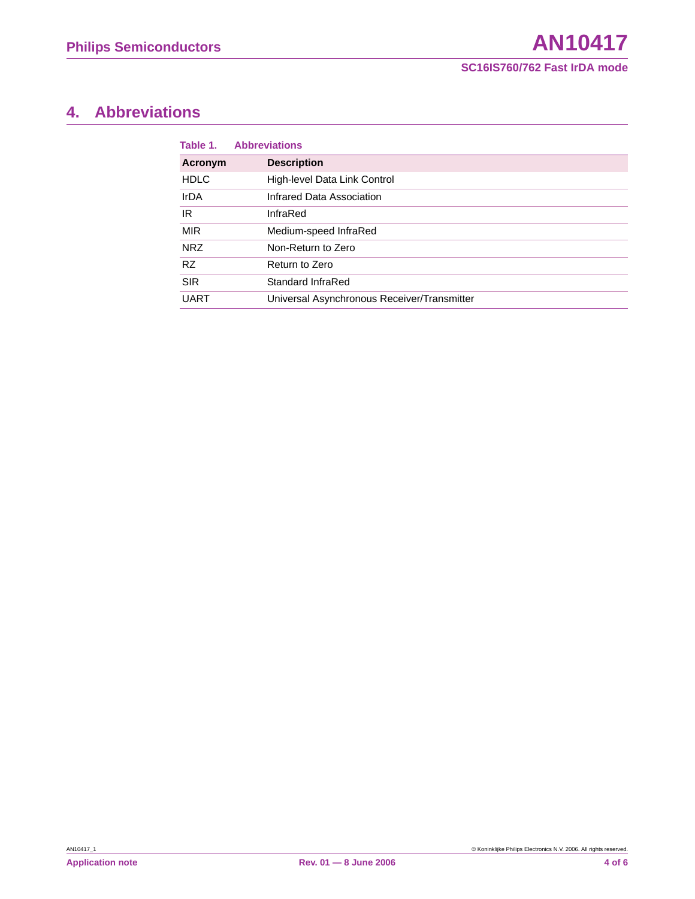## 4. Abbreviations

**Table 1. Abbreviations**

| Acronym | Description |
|---|---|
| HDLC | High-level Data Link Control |
| IrDA | Infrared Data Association |
| IR | InfraRed |
| MIR | Medium-speed InfraRed |
| NRZ | Non-Return to Zero |
| RZ | Return to Zero |
| SIR | Standard InfraRed |
| UART | Universal Asynchronous Receiver/Transmitter |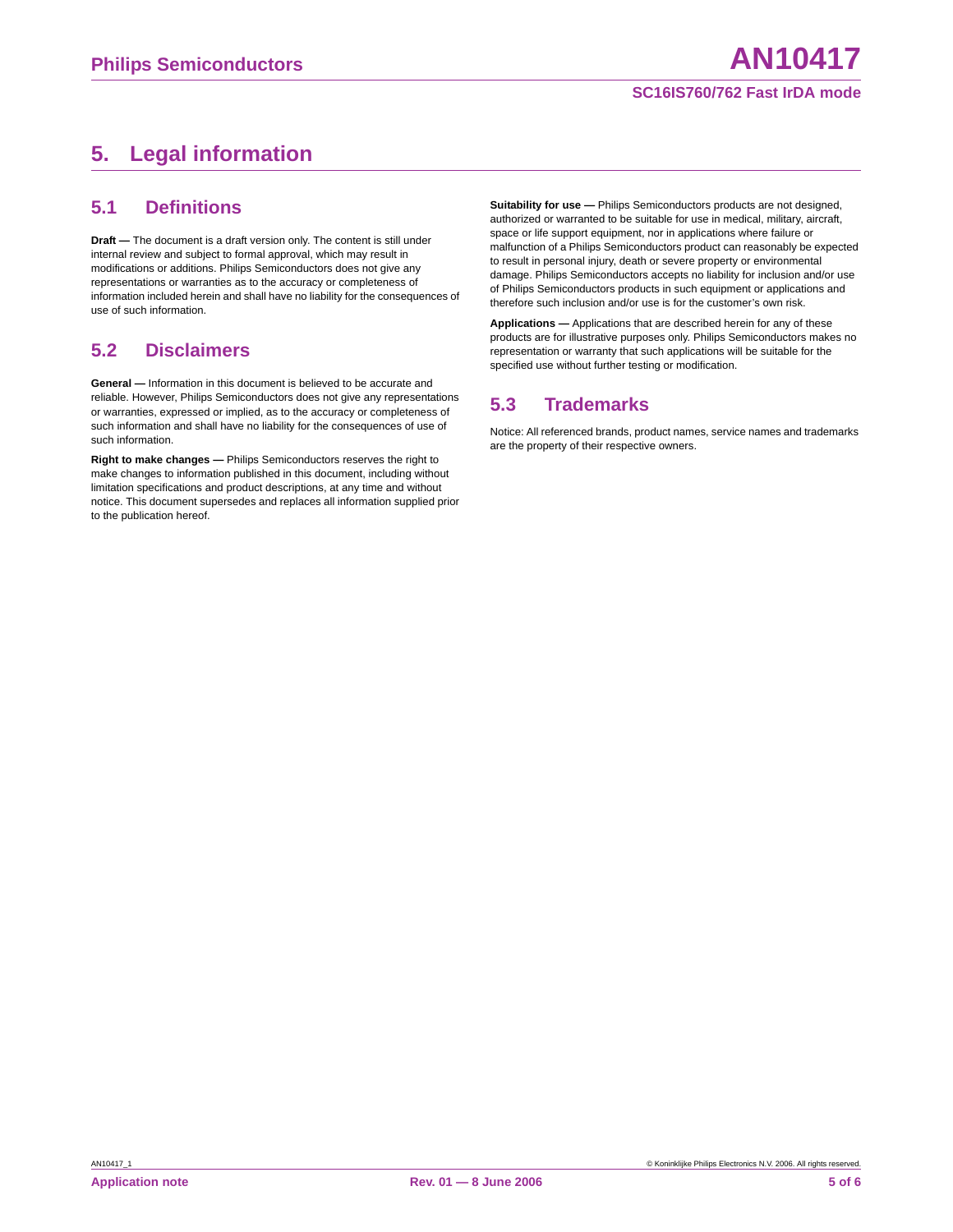# 5. Legal information

## 5.1 Definitions

**Draft —** The document is a draft version only. The content is still under internal review and subject to formal approval, which may result in modifications or additions. Philips Semiconductors does not give any representations or warranties as to the accuracy or completeness of information included herein and shall have no liability for the consequences of use of such information.

## 5.2 Disclaimers

**General —** Information in this document is believed to be accurate and reliable. However, Philips Semiconductors does not give any representations or warranties, expressed or implied, as to the accuracy or completeness of such information and shall have no liability for the consequences of use of such information.

**Right to make changes —** Philips Semiconductors reserves the right to make changes to information published in this document, including without limitation specifications and product descriptions, at any time and without notice. This document supersedes and replaces all information supplied prior to the publication hereof.

**Suitability for use —** Philips Semiconductors products are not designed, authorized or warranted to be suitable for use in medical, military, aircraft, space or life support equipment, nor in applications where failure or malfunction of a Philips Semiconductors product can reasonably be expected to result in personal injury, death or severe property or environmental damage. Philips Semiconductors accepts no liability for inclusion and/or use of Philips Semiconductors products in such equipment or applications and therefore such inclusion and/or use is for the customer's own risk.

**Applications —** Applications that are described herein for any of these products are for illustrative purposes only. Philips Semiconductors makes no representation or warranty that such applications will be suitable for the specified use without further testing or modification.

## 5.3 Trademarks

Notice: All referenced brands, product names, service names and trademarks are the property of their respective owners.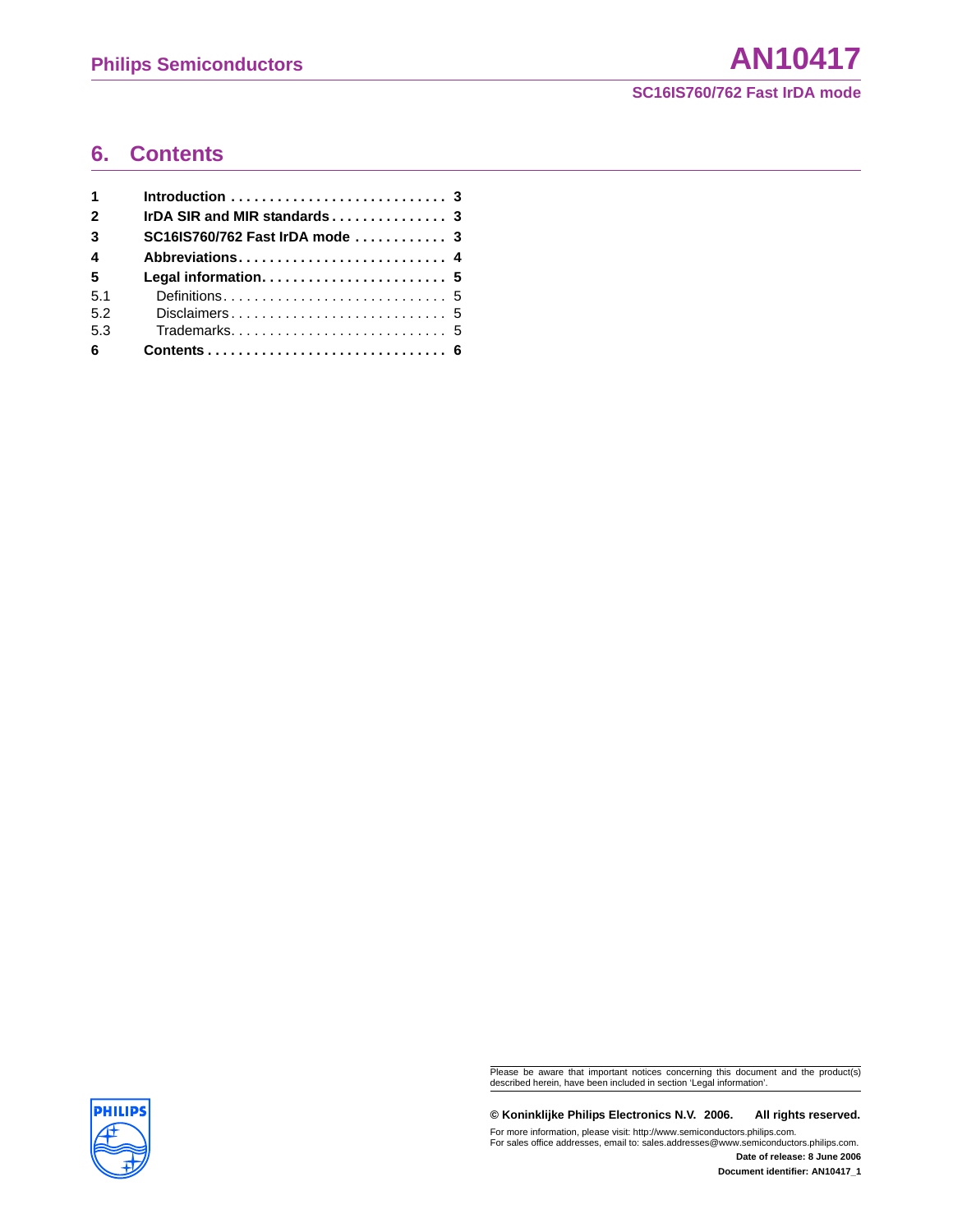## 6. Contents

| | | |
|---|---|---|
| **1** | **Introduction** | **3** |
| **2** | **IrDA SIR and MIR standards** | **3** |
| **3** | **SC16IS760/762 Fast IrDA mode** | **3** |
| **4** | **Abbreviations** | **4** |
| **5** | **Legal information** | **5** |
| 5.1 | Definitions | 5 |
| 5.2 | Disclaimers | 5 |
| 5.3 | Trademarks | 5 |
| **6** | **Contents** | **6** |

Please be aware that important notices concerning this document and the product(s) described herein, have been included in section 'Legal information'.

**© Koninklijke Philips Electronics N.V. 2006. All rights reserved.**

For more information, please visit: http://www.semiconductors.philips.com.
For sales office addresses, email to: sales.addresses@www.semiconductors.philips.com.

**Date of release: 8 June 2006**

**Document identifier: AN10417_1**